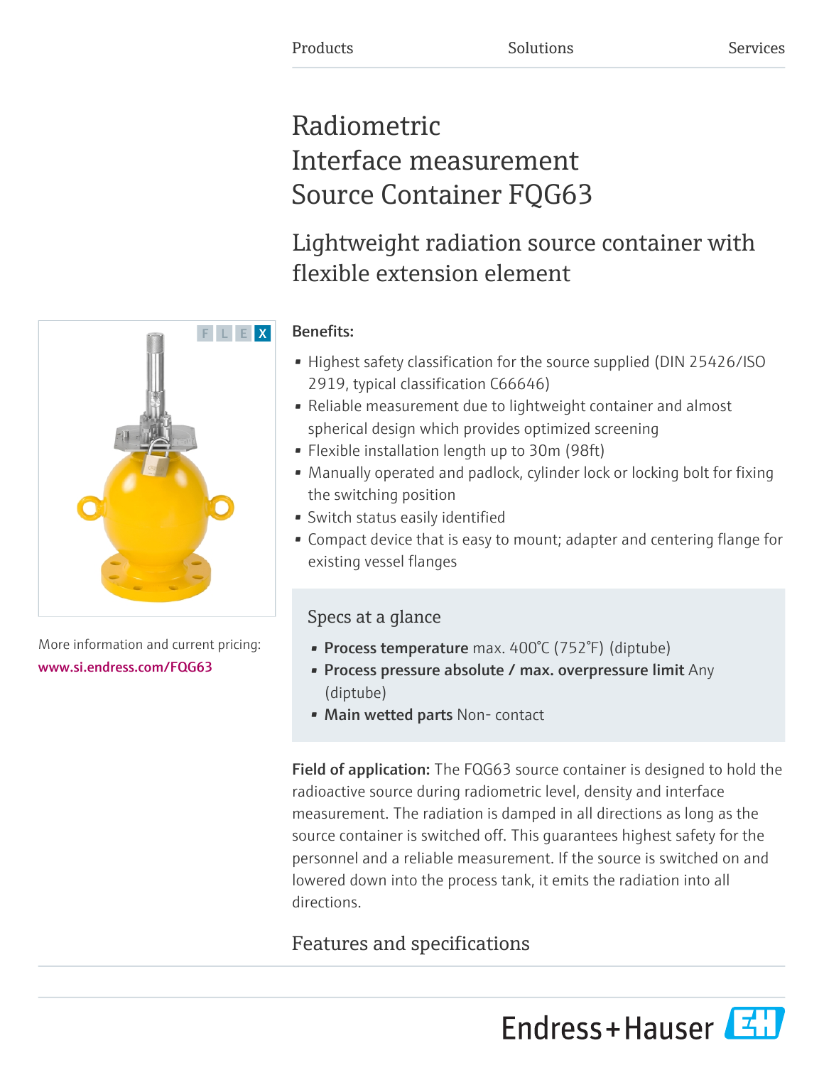Products Solutions Services

# Radiometric Interface measurement Source Container FQG63

## Lightweight radiation source container with flexible extension element

More information and current pricing:
www.si.endress.com/FQG63

**Benefits:**

- Highest safety classification for the source supplied (DIN 25426/ISO 2919, typical classification C66646)
- Reliable measurement due to lightweight container and almost spherical design which provides optimized screening
- Flexible installation length up to 30m (98ft)
- Manually operated and padlock, cylinder lock or locking bolt for fixing the switching position
- Switch status easily identified
- Compact device that is easy to mount; adapter and centering flange for existing vessel flanges

### Specs at a glance

- **Process temperature** max. 400°C (752°F) (diptube)
- **Process pressure absolute / max. overpressure limit** Any (diptube)
- **Main wetted parts** Non- contact

**Field of application:** The FQG63 source container is designed to hold the radioactive source during radiometric level, density and interface measurement. The radiation is damped in all directions as long as the source container is switched off. This guarantees highest safety for the personnel and a reliable measurement. If the source is switched on and lowered down into the process tank, it emits the radiation into all directions.

## Features and specifications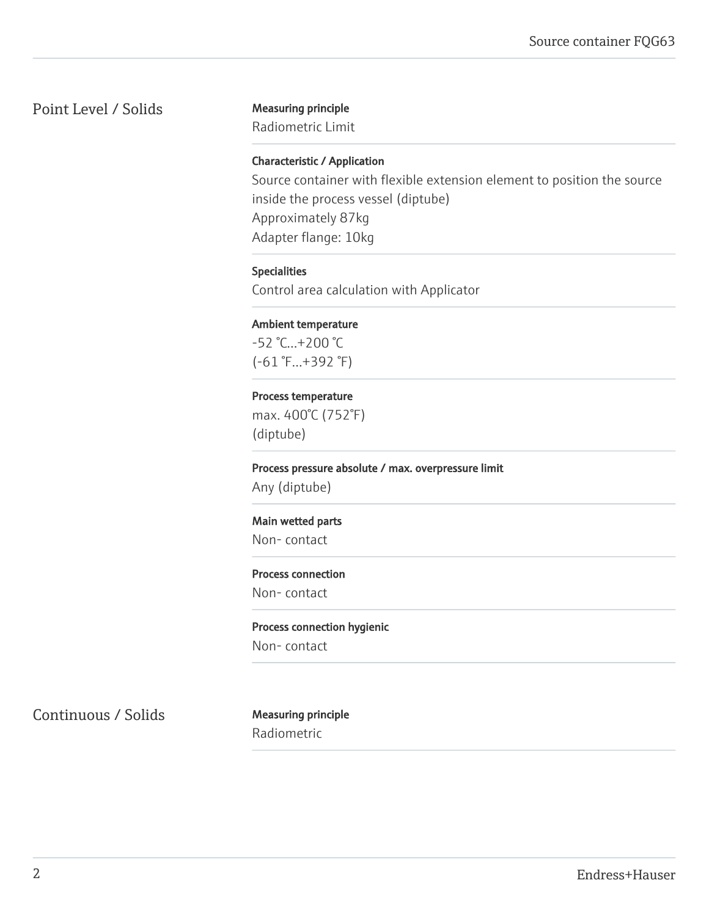## Point Level / Solids

**Measuring principle**
Radiometric Limit

**Characteristic / Application**
Source container with flexible extension element to position the source inside the process vessel (diptube)
Approximately 87kg
Adapter flange: 10kg

**Specialities**
Control area calculation with Applicator

**Ambient temperature**
-52 °C...+200 °C
(-61 °F...+392 °F)

**Process temperature**
max. 400°C (752°F)
(diptube)

**Process pressure absolute / max. overpressure limit**
Any (diptube)

**Main wetted parts**
Non- contact

**Process connection**
Non- contact

**Process connection hygienic**
Non- contact

## Continuous / Solids

**Measuring principle**
Radiometric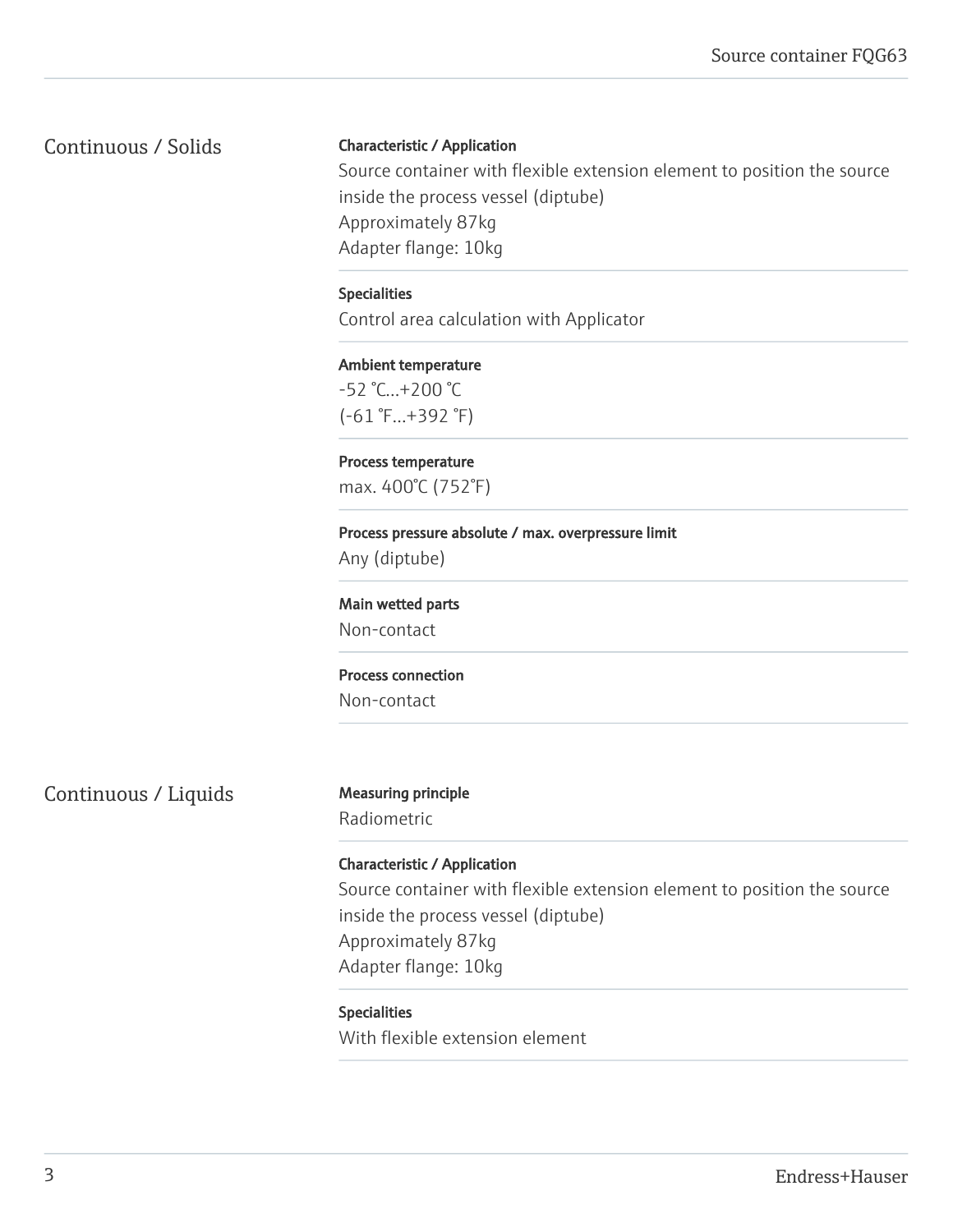## Continuous / Solids

**Characteristic / Application**

Source container with flexible extension element to position the source inside the process vessel (diptube)
Approximately 87kg
Adapter flange: 10kg

**Specialities**

Control area calculation with Applicator

**Ambient temperature**

-52 °C...+200 °C
(-61 °F...+392 °F)

**Process temperature**

max. 400°C (752°F)

**Process pressure absolute / max. overpressure limit**

Any (diptube)

**Main wetted parts**

Non-contact

**Process connection**

Non-contact

## Continuous / Liquids

**Measuring principle**

Radiometric

**Characteristic / Application**

Source container with flexible extension element to position the source inside the process vessel (diptube)
Approximately 87kg
Adapter flange: 10kg

**Specialities**

With flexible extension element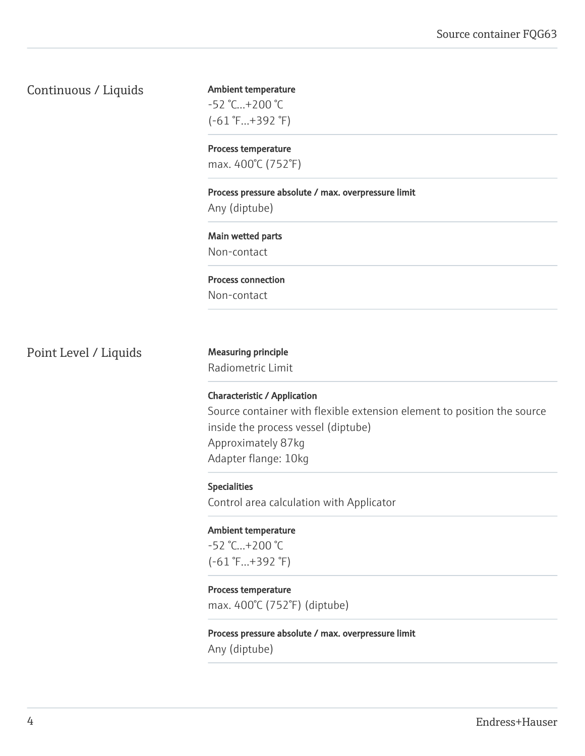## Continuous / Liquids

**Ambient temperature**
-52 °C...+200 °C
(-61 °F...+392 °F)

**Process temperature**
max. 400°C (752°F)

**Process pressure absolute / max. overpressure limit**
Any (diptube)

**Main wetted parts**
Non-contact

**Process connection**
Non-contact

## Point Level / Liquids

**Measuring principle**
Radiometric Limit

**Characteristic / Application**
Source container with flexible extension element to position the source inside the process vessel (diptube)
Approximately 87kg
Adapter flange: 10kg

**Specialities**
Control area calculation with Applicator

**Ambient temperature**
-52 °C...+200 °C
(-61 °F...+392 °F)

**Process temperature**
max. 400°C (752°F) (diptube)

**Process pressure absolute / max. overpressure limit**
Any (diptube)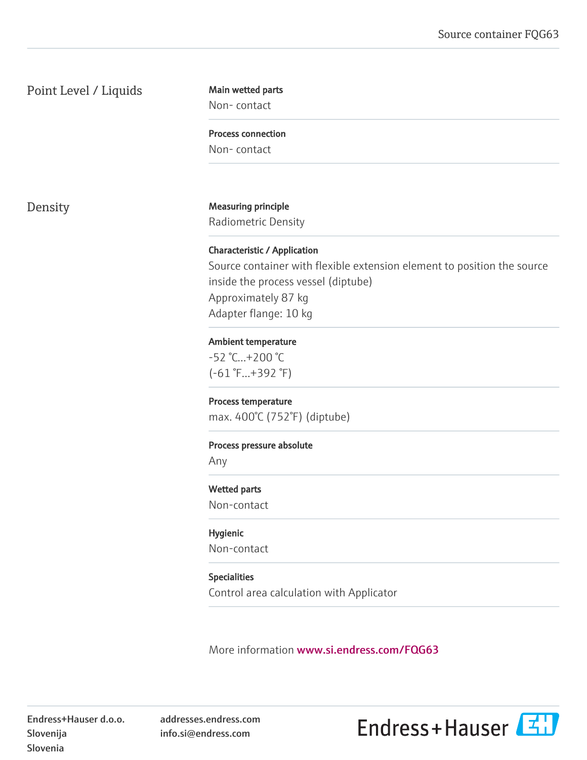## Point Level / Liquids

**Main wetted parts**
Non- contact

**Process connection**
Non- contact

## Density

**Measuring principle**
Radiometric Density

**Characteristic / Application**
Source container with flexible extension element to position the source inside the process vessel (diptube)
Approximately 87 kg
Adapter flange: 10 kg

**Ambient temperature**
-52 °C...+200 °C
(-61 °F...+392 °F)

**Process temperature**
max. 400°C (752°F) (diptube)

**Process pressure absolute**
Any

**Wetted parts**
Non-contact

**Hygienic**
Non-contact

**Specialities**
Control area calculation with Applicator

More information **www.si.endress.com/FQG63**

Endress+Hauser d.o.o.
Slovenija
Slovenia

addresses.endress.com
info.si@endress.com

Endress+Hauser